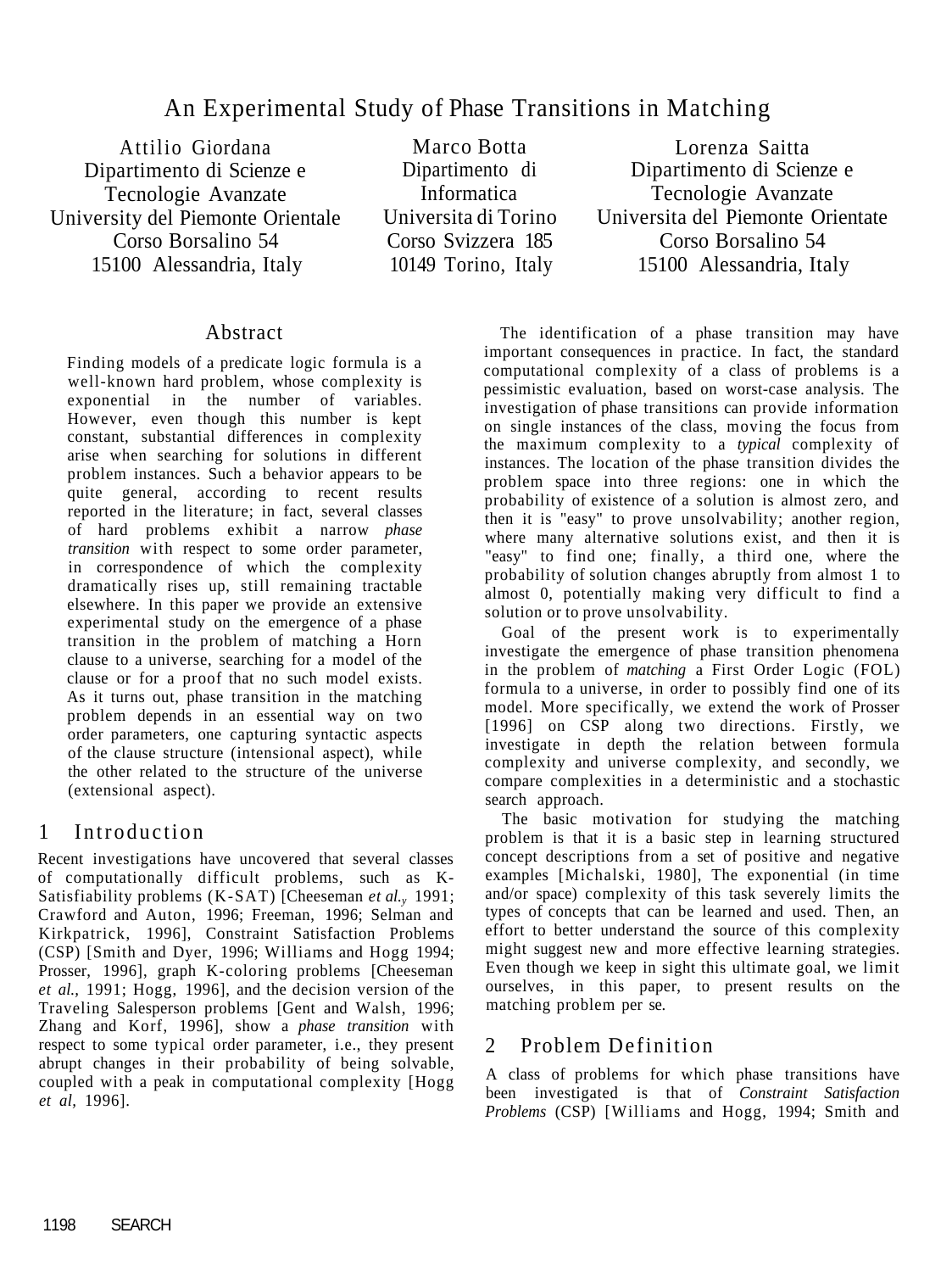# An Experimental Study of Phase Transitions in Matching

Attilio Giordana
Dipartimento di Scienze e Tecnologie Avanzate
University del Piemonte Orientale
Corso Borsalino 54
15100 Alessandria, Italy

Marco Botta
Dipartimento di Informatica
Universita di Torino
Corso Svizzera 185
10149 Torino, Italy

Lorenza Saitta
Dipartimento di Scienze e Tecnologie Avanzate
Universita del Piemonte Orientate
Corso Borsalino 54
15100 Alessandria, Italy

## Abstract

Finding models of a predicate logic formula is a well-known hard problem, whose complexity is exponential in the number of variables. However, even though this number is kept constant, substantial differences in complexity arise when searching for solutions in different problem instances. Such a behavior appears to be quite general, according to recent results reported in the literature; in fact, several classes of hard problems exhibit a narrow *phase transition* with respect to some order parameter, in correspondence of which the complexity dramatically rises up, still remaining tractable elsewhere. In this paper we provide an extensive experimental study on the emergence of a phase transition in the problem of matching a Horn clause to a universe, searching for a model of the clause or for a proof that no such model exists. As it turns out, phase transition in the matching problem depends in an essential way on two order parameters, one capturing syntactic aspects of the clause structure (intensional aspect), while the other related to the structure of the universe (extensional aspect).

## 1 Introduction

Recent investigations have uncovered that several classes of computationally difficult problems, such as K-Satisfiability problems (K-SAT) [Cheeseman *et al.*, 1991; Crawford and Auton, 1996; Freeman, 1996; Selman and Kirkpatrick, 1996], Constraint Satisfaction Problems (CSP) [Smith and Dyer, 1996; Williams and Hogg 1994; Prosser, 1996], graph K-coloring problems [Cheeseman *et al.*, 1991; Hogg, 1996], and the decision version of the Traveling Salesperson problems [Gent and Walsh, 1996; Zhang and Korf, 1996], show a *phase transition* with respect to some typical order parameter, i.e., they present abrupt changes in their probability of being solvable, coupled with a peak in computational complexity [Hogg *et al*, 1996].

The identification of a phase transition may have important consequences in practice. In fact, the standard computational complexity of a class of problems is a pessimistic evaluation, based on worst-case analysis. The investigation of phase transitions can provide information on single instances of the class, moving the focus from the maximum complexity to a *typical* complexity of instances. The location of the phase transition divides the problem space into three regions: one in which the probability of existence of a solution is almost zero, and then it is "easy" to prove unsolvability; another region, where many alternative solutions exist, and then it is "easy" to find one; finally, a third one, where the probability of solution changes abruptly from almost 1 to almost 0, potentially making very difficult to find a solution or to prove unsolvability.

Goal of the present work is to experimentally investigate the emergence of phase transition phenomena in the problem of *matching* a First Order Logic (FOL) formula to a universe, in order to possibly find one of its model. More specifically, we extend the work of Prosser [1996] on CSP along two directions. Firstly, we investigate in depth the relation between formula complexity and universe complexity, and secondly, we compare complexities in a deterministic and a stochastic search approach.

The basic motivation for studying the matching problem is that it is a basic step in learning structured concept descriptions from a set of positive and negative examples [Michalski, 1980], The exponential (in time and/or space) complexity of this task severely limits the types of concepts that can be learned and used. Then, an effort to better understand the source of this complexity might suggest new and more effective learning strategies. Even though we keep in sight this ultimate goal, we limit ourselves, in this paper, to present results on the matching problem per se.

## 2 Problem Definition

A class of problems for which phase transitions have been investigated is that of *Constraint Satisfaction Problems* (CSP) [Williams and Hogg, 1994; Smith and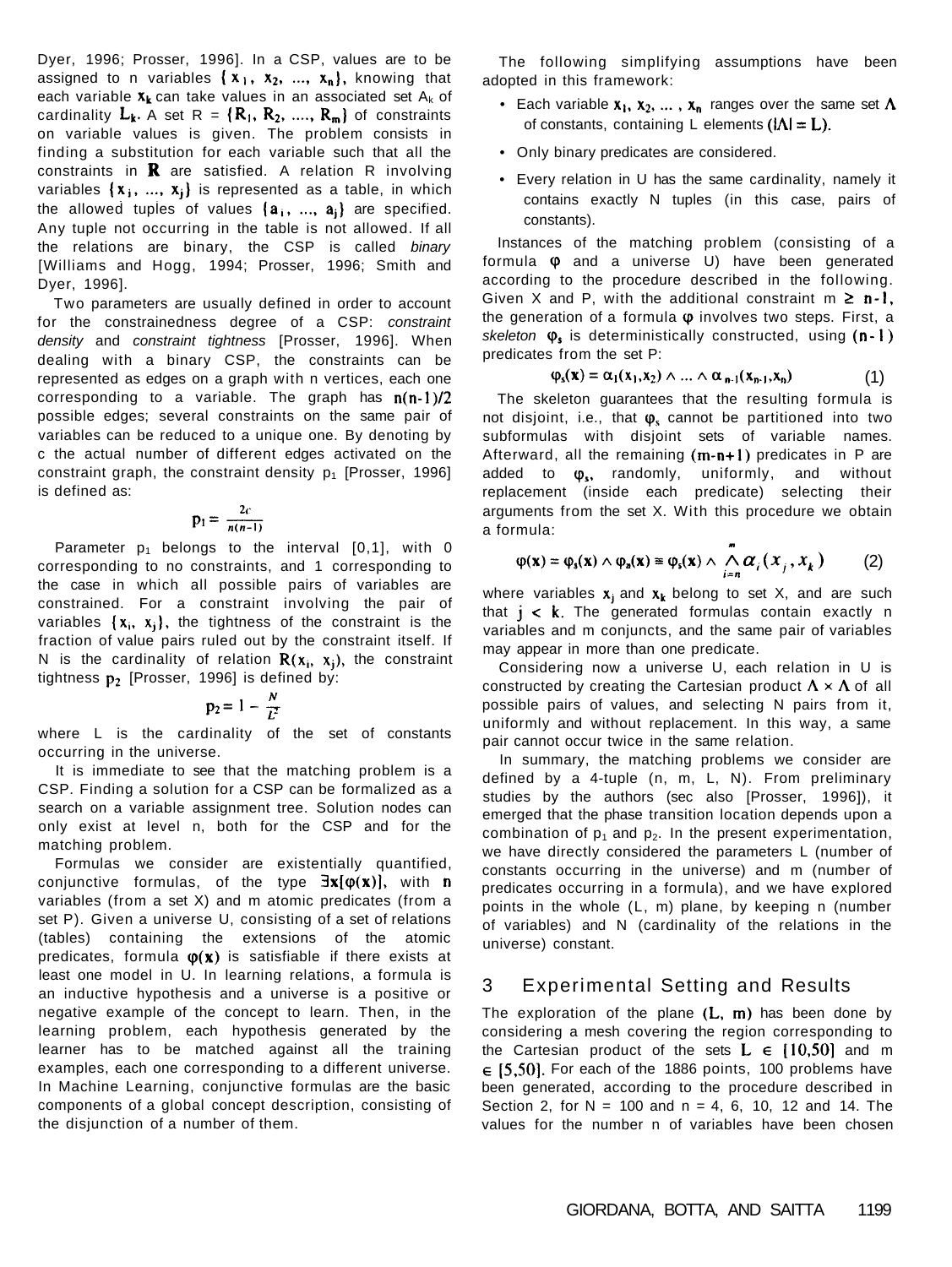Dyer, 1996; Prosser, 1996]. In a CSP, values are to be assigned to n variables $\{x_1, x_2, ..., x_n\}$, knowing that each variable $x_k$ can take values in an associated set $A_k$ of cardinality $L_k$. A set R = $\{R_1, R_2, ...., R_m\}$ of constraints on variable values is given. The problem consists in finding a substitution for each variable such that all the constraints in $\mathbf{R}$ are satisfied. A relation R involving variables $\{x_i, ..., x_j\}$ is represented as a table, in which the allowed tuples of values $\{a_i, ..., a_j\}$ are specified. Any tuple not occurring in the table is not allowed. If all the relations are binary, the CSP is called *binary* [Williams and Hogg, 1994; Prosser, 1996; Smith and Dyer, 1996].

Two parameters are usually defined in order to account for the constrainedness degree of a CSP: *constraint density* and *constraint tightness* [Prosser, 1996]. When dealing with a binary CSP, the constraints can be represented as edges on a graph with n vertices, each one corresponding to a variable. The graph has $n(n-1)/2$ possible edges; several constraints on the same pair of variables can be reduced to a unique one. By denoting by c the actual number of different edges activated on the constraint graph, the constraint density $p_1$ [Prosser, 1996] is defined as:

$$p_1 = \frac{2c}{n(n-1)}$$

Parameter $p_1$ belongs to the interval [0,1], with 0 corresponding to no constraints, and 1 corresponding to the case in which all possible pairs of variables are constrained. For a constraint involving the pair of variables $\{x_i, x_j\}$, the tightness of the constraint is the fraction of value pairs ruled out by the constraint itself. If N is the cardinality of relation $R(x_i, x_j)$, the constraint tightness $p_2$ [Prosser, 1996] is defined by:

$$p_2 = 1 - \frac{N}{L^2}$$

where L is the cardinality of the set of constants occurring in the universe.

It is immediate to see that the matching problem is a CSP. Finding a solution for a CSP can be formalized as a search on a variable assignment tree. Solution nodes can only exist at level n, both for the CSP and for the matching problem.

Formulas we consider are existentially quantified, conjunctive formulas, of the type $\exists \mathbf{x}[\varphi(\mathbf{x})]$, with $n$ variables (from a set X) and m atomic predicates (from a set P). Given a universe U, consisting of a set of relations (tables) containing the extensions of the atomic predicates, formula $\varphi(\mathbf{x})$ is satisfiable if there exists at least one model in U. In learning relations, a formula is an inductive hypothesis and a universe is a positive or negative example of the concept to learn. Then, in the learning problem, each hypothesis generated by the learner has to be matched against all the training examples, each one corresponding to a different universe. In Machine Learning, conjunctive formulas are the basic components of a global concept description, consisting of the disjunction of a number of them.

The following simplifying assumptions have been adopted in this framework:

- Each variable $x_1, x_2, ..., x_n$ ranges over the same set $\Lambda$ of constants, containing L elements ($|\Lambda| = L$).
- Only binary predicates are considered.
- Every relation in U has the same cardinality, namely it contains exactly N tuples (in this case, pairs of constants).

Instances of the matching problem (consisting of a formula $\varphi$ and a universe U) have been generated according to the procedure described in the following. Given X and P, with the additional constraint $m \geq n-1$, the generation of a formula $\varphi$ involves two steps. First, a *skeleton* $\varphi_s$ is deterministically constructed, using $(n-1)$ predicates from the set P:

$$\varphi_s(\mathbf{x}) = \alpha_1(x_1, x_2) \wedge ... \wedge \alpha_{n-1}(x_{n-1}, x_n) \quad (1)$$

The skeleton guarantees that the resulting formula is not disjoint, i.e., that $\varphi_s$ cannot be partitioned into two subformulas with disjoint sets of variable names. Afterward, all the remaining $(m-n+1)$ predicates in P are added to $\varphi_s$, randomly, uniformly, and without replacement (inside each predicate) selecting their arguments from the set X. With this procedure we obtain a formula:

$$\varphi(\mathbf{x}) = \varphi_s(\mathbf{x}) \wedge \varphi_a(\mathbf{x}) \equiv \varphi_s(\mathbf{x}) \wedge \bigwedge_{i=n}^{m} \alpha_i(x_j, x_k) \quad (2)$$

where variables $x_j$ and $x_k$ belong to set X, and are such that $j < k$. The generated formulas contain exactly n variables and m conjuncts, and the same pair of variables may appear in more than one predicate.

Considering now a universe U, each relation in U is constructed by creating the Cartesian product $\Lambda \times \Lambda$ of all possible pairs of values, and selecting N pairs from it, uniformly and without replacement. In this way, a same pair cannot occur twice in the same relation.

In summary, the matching problems we consider are defined by a 4-tuple (n, m, L, N). From preliminary studies by the authors (sec also [Prosser, 1996]), it emerged that the phase transition location depends upon a combination of $p_1$ and $p_2$. In the present experimentation, we have directly considered the parameters L (number of constants occurring in the universe) and m (number of predicates occurring in a formula), and we have explored points in the whole (L, m) plane, by keeping n (number of variables) and N (cardinality of the relations in the universe) constant.

## 3 Experimental Setting and Results

The exploration of the plane $(L, m)$ has been done by considering a mesh covering the region corresponding to the Cartesian product of the sets $L \in [10,50]$ and $m \in [5,50]$. For each of the 1886 points, 100 problems have been generated, according to the procedure described in Section 2, for N = 100 and n = 4, 6, 10, 12 and 14. The values for the number n of variables have been chosen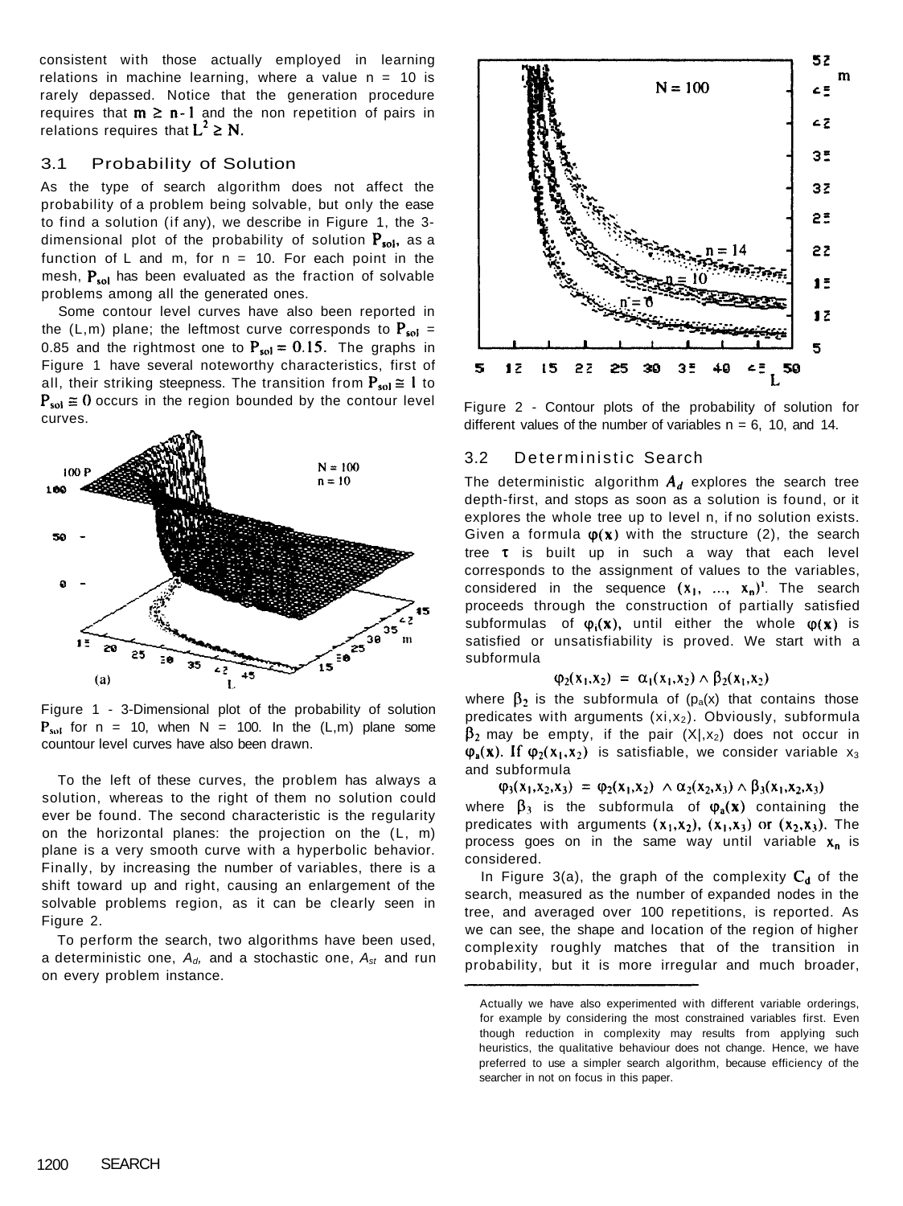consistent with those actually employed in learning relations in machine learning, where a value n = 10 is rarely depassed. Notice that the generation procedure requires that $m \geq n-1$ and the non repetition of pairs in relations requires that $L^2 \geq N$.

## 3.1 Probability of Solution

As the type of search algorithm does not affect the probability of a problem being solvable, but only the ease to find a solution (if any), we describe in Figure 1, the 3-dimensional plot of the probability of solution $P_{sol}$, as a function of L and m, for n = 10. For each point in the mesh, $P_{sol}$ has been evaluated as the fraction of solvable problems among all the generated ones.

Some contour level curves have also been reported in the (L,m) plane; the leftmost curve corresponds to $P_{sol}$ = 0.85 and the rightmost one to $P_{sol} = 0.15$. The graphs in Figure 1 have several noteworthy characteristics, first of all, their striking steepness. The transition from $P_{sol} \cong 1$ to $P_{sol} \cong 0$ occurs in the region bounded by the contour level curves.

Figure 1 - 3-Dimensional plot of the probability of solution $P_{sol}$ for n = 10, when N = 100. In the (L,m) plane some countour level curves have also been drawn.

To the left of these curves, the problem has always a solution, whereas to the right of them no solution could ever be found. The second characteristic is the regularity on the horizontal planes: the projection on the (L, m) plane is a very smooth curve with a hyperbolic behavior. Finally, by increasing the number of variables, there is a shift toward up and right, causing an enlargement of the solvable problems region, as it can be clearly seen in Figure 2.

To perform the search, two algorithms have been used, a deterministic one, $A_d$, and a stochastic one, $A_{st}$ and run on every problem instance.

Figure 2 - Contour plots of the probability of solution for different values of the number of variables n = 6, 10, and 14.

## 3.2 Deterministic Search

The deterministic algorithm $A_d$ explores the search tree depth-first, and stops as soon as a solution is found, or it explores the whole tree up to level n, if no solution exists. Given a formula $\varphi(\mathbf{x})$ with the structure (2), the search tree $\tau$ is built up in such a way that each level corresponds to the assignment of values to the variables, considered in the sequence $(x_1, \ldots, x_n)$[1]. The search proceeds through the construction of partially satisfied subformulas of $\varphi_i(\mathbf{x})$, until either the whole $\varphi(\mathbf{x})$ is satisfied or unsatisfiability is proved. We start with a subformula

$$\varphi_2(x_1,x_2) = \alpha_1(x_1,x_2) \wedge \beta_2(x_1,x_2)$$

where $\beta_2$ is the subformula of $\varphi_a(x)$ that contains those predicates with arguments $(x_1,x_2)$. Obviously, subformula $\beta_2$ may be empty, if the pair $(x_1,x_2)$ does not occur in $\varphi_a(\mathbf{x})$. If $\varphi_2(x_1,x_2)$ is satisfiable, we consider variable $x_3$ and subformula

$$\varphi_3(x_1,x_2,x_3) = \varphi_2(x_1,x_2) \wedge \alpha_2(x_2,x_3) \wedge \beta_3(x_1,x_2,x_3)$$

where $\beta_3$ is the subformula of $\varphi_a(\mathbf{x})$ containing the predicates with arguments $(x_1,x_2)$, $(x_1,x_3)$ or $(x_2,x_3)$. The process goes on in the same way until variable $x_n$ is considered.

In Figure 3(a), the graph of the complexity $C_d$ of the search, measured as the number of expanded nodes in the tree, and averaged over 100 repetitions, is reported. As we can see, the shape and location of the region of higher complexity roughly matches that of the transition in probability, but it is more irregular and much broader,

[1] Actually we have also experimented with different variable orderings, for example by considering the most constrained variables first. Even though reduction in complexity may results from applying such heuristics, the qualitative behaviour does not change. Hence, we have preferred to use a simpler search algorithm, because efficiency of the searcher in not on focus in this paper.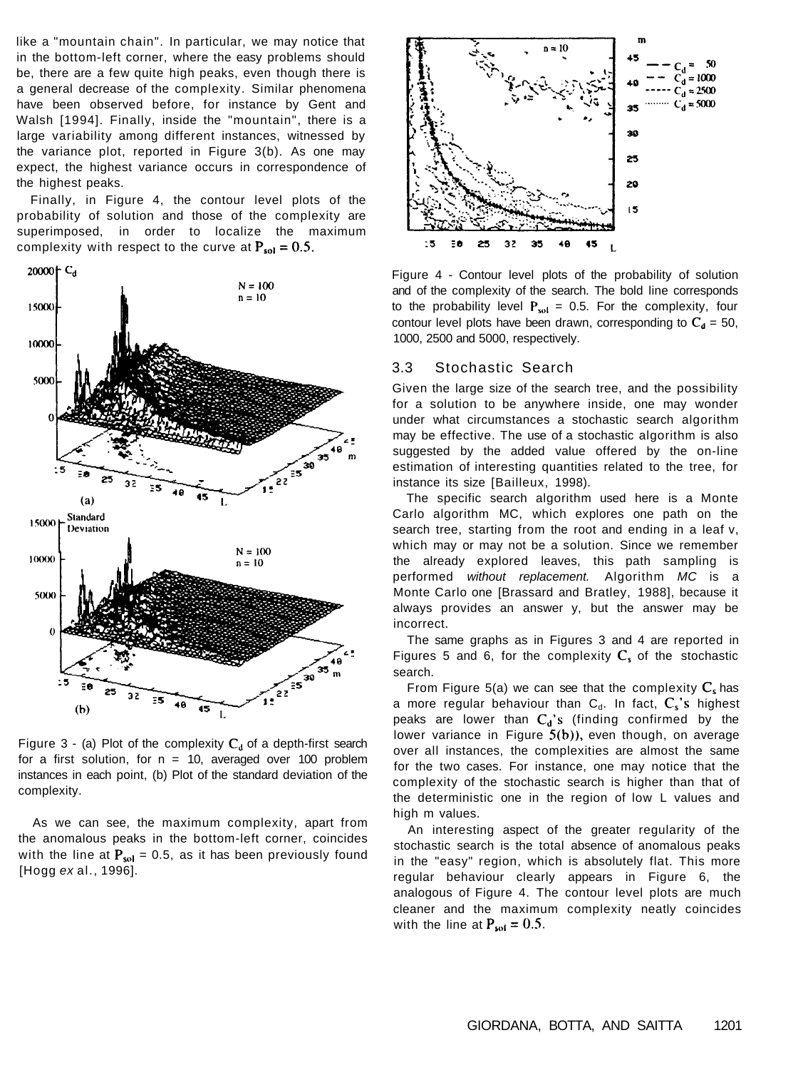like a "mountain chain". In particular, we may notice that in the bottom-left corner, where the easy problems should be, there are a few quite high peaks, even though there is a general decrease of the complexity. Similar phenomena have been observed before, for instance by Gent and Walsh [1994]. Finally, inside the "mountain", there is a large variability among different instances, witnessed by the variance plot, reported in Figure 3(b). As one may expect, the highest variance occurs in correspondence of the highest peaks.

Finally, in Figure 4, the contour level plots of the probability of solution and those of the complexity are superimposed, in order to localize the maximum complexity with respect to the curve at $P_{sol} = 0.5$.

Figure 3 - (a) Plot of the complexity $C_d$ of a depth-first search for a first solution, for n = 10, averaged over 100 problem instances in each point, (b) Plot of the standard deviation of the complexity.

As we can see, the maximum complexity, apart from the anomalous peaks in the bottom-left corner, coincides with the line at $P_{sol}$ = 0.5, as it has been previously found [Hogg *ex* al., 1996].

Figure 4 - Contour level plots of the probability of solution and of the complexity of the search. The bold line corresponds to the probability level $P_{sol}$ = 0.5. For the complexity, four contour level plots have been drawn, corresponding to $C_d$ = 50, 1000, 2500 and 5000, respectively.

### 3.3 Stochastic Search

Given the large size of the search tree, and the possibility for a solution to be anywhere inside, one may wonder under what circumstances a stochastic search algorithm may be effective. The use of a stochastic algorithm is also suggested by the added value offered by the on-line estimation of interesting quantities related to the tree, for instance its size [Bailleux, 1998).

The specific search algorithm used here is a Monte Carlo algorithm MC, which explores one path on the search tree, starting from the root and ending in a leaf v, which may or may not be a solution. Since we remember the already explored leaves, this path sampling is performed *without replacement.* Algorithm *MC* is a Monte Carlo one [Brassard and Bratley, 1988], because it always provides an answer y, but the answer may be incorrect.

The same graphs as in Figures 3 and 4 are reported in Figures 5 and 6, for the complexity $C_s$ of the stochastic search.

From Figure 5(a) we can see that the complexity $C_s$ has a more regular behaviour than $C_d$. In fact, $C_s$'s highest peaks are lower than $C_d$'s (finding confirmed by the lower variance in Figure 5(b)), even though, on average over all instances, the complexities are almost the same for the two cases. For instance, one may notice that the complexity of the stochastic search is higher than that of the deterministic one in the region of low L values and high m values.

An interesting aspect of the greater regularity of the stochastic search is the total absence of anomalous peaks in the "easy" region, which is absolutely flat. This more regular behaviour clearly appears in Figure 6, the analogous of Figure 4. The contour level plots are much cleaner and the maximum complexity neatly coincides with the line at $P_{sol} = 0.5$.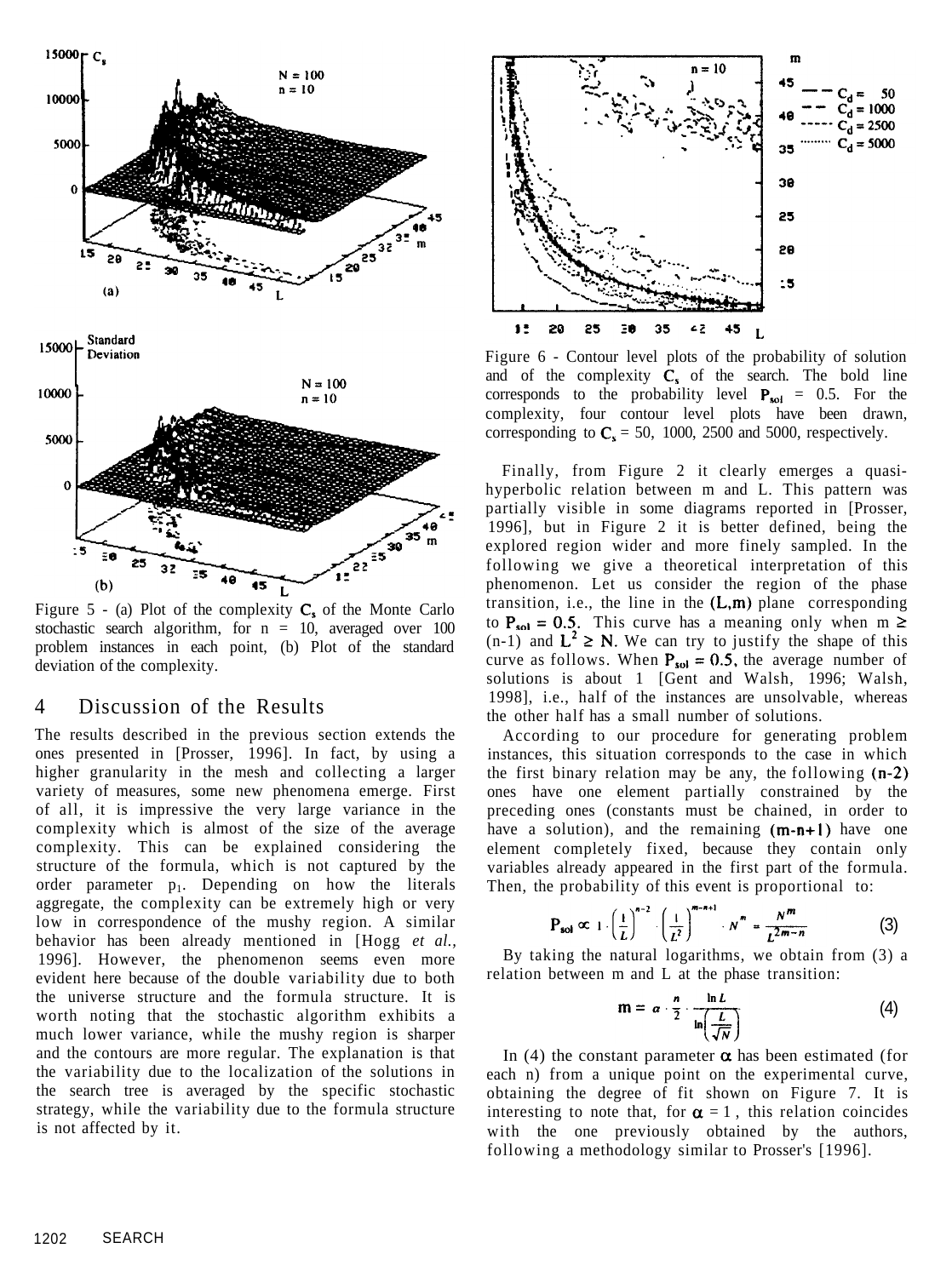Figure 5 - (a) Plot of the complexity $C_s$ of the Monte Carlo stochastic search algorithm, for n = 10, averaged over 100 problem instances in each point, (b) Plot of the standard deviation of the complexity.

## 4 Discussion of the Results

The results described in the previous section extends the ones presented in [Prosser, 1996]. In fact, by using a higher granularity in the mesh and collecting a larger variety of measures, some new phenomena emerge. First of all, it is impressive the very large variance in the complexity which is almost of the size of the average complexity. This can be explained considering the structure of the formula, which is not captured by the order parameter $p_1$. Depending on how the literals aggregate, the complexity can be extremely high or very low in correspondence of the mushy region. A similar behavior has been already mentioned in [Hogg *et al.*, 1996]. However, the phenomenon seems even more evident here because of the double variability due to both the universe structure and the formula structure. It is worth noting that the stochastic algorithm exhibits a much lower variance, while the mushy region is sharper and the contours are more regular. The explanation is that the variability due to the localization of the solutions in the search tree is averaged by the specific stochastic strategy, while the variability due to the formula structure is not affected by it.

Figure 6 - Contour level plots of the probability of solution and of the complexity $C_s$ of the search. The bold line corresponds to the probability level $P_{sol}$ = 0.5. For the complexity, four contour level plots have been drawn, corresponding to $C_s$ = 50, 1000, 2500 and 5000, respectively.

Finally, from Figure 2 it clearly emerges a quasi-hyperbolic relation between m and L. This pattern was partially visible in some diagrams reported in [Prosser, 1996], but in Figure 2 it is better defined, being the explored region wider and more finely sampled. In the following we give a theoretical interpretation of this phenomenon. Let us consider the region of the phase transition, i.e., the line in the $(L,m)$ plane corresponding to $P_{sol} = 0.5$. This curve has a meaning only when $m \geq (n-1)$ and $L^2 \geq N$. We can try to justify the shape of this curve as follows. When $P_{sol} = 0.5$, the average number of solutions is about 1 [Gent and Walsh, 1996; Walsh, 1998], i.e., half of the instances are unsolvable, whereas the other half has a small number of solutions.

According to our procedure for generating problem instances, this situation corresponds to the case in which the first binary relation may be any, the following $(n-2)$ ones have one element partially constrained by the preceding ones (constants must be chained, in order to have a solution), and the remaining $(m-n+1)$ have one element completely fixed, because they contain only variables already appeared in the first part of the formula. Then, the probability of this event is proportional to:

$$P_{sol} \propto 1 \cdot \left(\frac{1}{L}\right)^{n-2} \cdot \left(\frac{1}{L^2}\right)^{m-n+1} \cdot N^m = \frac{N^m}{L^{2m-n}} \qquad (3)$$

By taking the natural logarithms, we obtain from (3) a relation between m and L at the phase transition:

$$m = \alpha \cdot \frac{n}{2} \cdot \frac{\ln L}{\ln\left(\frac{L}{\sqrt{N}}\right)} \qquad (4)$$

In (4) the constant parameter $\alpha$ has been estimated (for each n) from a unique point on the experimental curve, obtaining the degree of fit shown on Figure 7. It is interesting to note that, for $\alpha = 1$, this relation coincides with the one previously obtained by the authors, following a methodology similar to Prosser's [1996].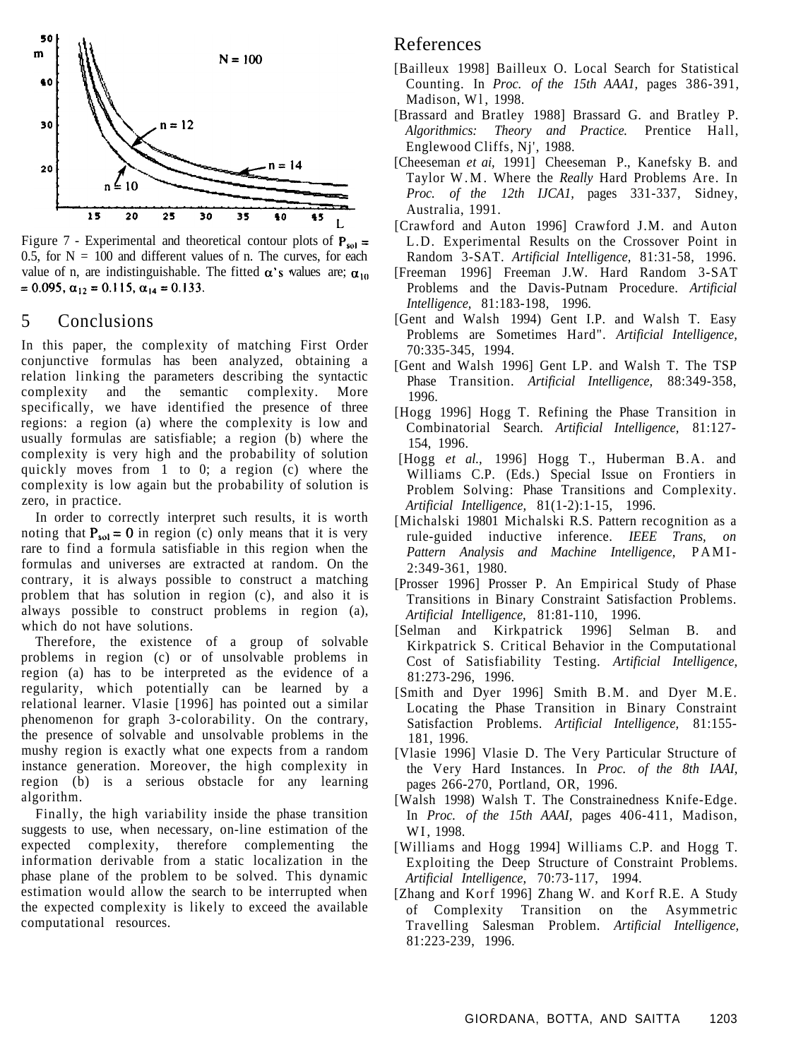50
m
N = 100
40
30
n = 12
20
n = 14
n = 10
15 20 25 30 35 40 45
L

Figure 7 - Experimental and theoretical contour plots of $P_{sol} = 0.5$, for N = 100 and different values of n. The curves, for each value of n, are indistinguishable. The fitted $\alpha$'s values are; $\alpha_{10} = 0.095$, $\alpha_{12} = 0.115$, $\alpha_{14} = 0.133$.

## 5 Conclusions

In this paper, the complexity of matching First Order conjunctive formulas has been analyzed, obtaining a relation linking the parameters describing the syntactic complexity and the semantic complexity. More specifically, we have identified the presence of three regions: a region (a) where the complexity is low and usually formulas are satisfiable; a region (b) where the complexity is very high and the probability of solution quickly moves from 1 to 0; a region (c) where the complexity is low again but the probability of solution is zero, in practice.

In order to correctly interpret such results, it is worth noting that $P_{sol} = 0$ in region (c) only means that it is very rare to find a formula satisfiable in this region when the formulas and universes are extracted at random. On the contrary, it is always possible to construct a matching problem that has solution in region (c), and also it is always possible to construct problems in region (a), which do not have solutions.

Therefore, the existence of a group of solvable problems in region (c) or of unsolvable problems in region (a) has to be interpreted as the evidence of a regularity, which potentially can be learned by a relational learner. Vlasie [1996] has pointed out a similar phenomenon for graph 3-colorability. On the contrary, the presence of solvable and unsolvable problems in the mushy region is exactly what one expects from a random instance generation. Moreover, the high complexity in region (b) is a serious obstacle for any learning algorithm.

Finally, the high variability inside the phase transition suggests to use, when necessary, on-line estimation of the expected complexity, therefore complementing the information derivable from a static localization in the phase plane of the problem to be solved. This dynamic estimation would allow the search to be interrupted when the expected complexity is likely to exceed the available computational resources.

## References

[Bailleux 1998] Bailleux O. Local Search for Statistical Counting. In *Proc. of the 15th AAA1*, pages 386-391, Madison, Wl, 1998.

[Brassard and Bratley 1988] Brassard G. and Bratley P. *Algorithmics: Theory and Practice.* Prentice Hall, Englewood Cliffs, Nj', 1988.

[Cheeseman *et ai*, 1991] Cheeseman P., Kanefsky B. and Taylor W.M. Where the *Really* Hard Problems Are. In *Proc. of the 12th IJCA1*, pages 331-337, Sidney, Australia, 1991.

[Crawford and Auton 1996] Crawford J.M. and Auton L.D. Experimental Results on the Crossover Point in Random 3-SAT. *Artificial Intelligence,* 81:31-58, 1996.

[Freeman 1996] Freeman J.W. Hard Random 3-SAT Problems and the Davis-Putnam Procedure. *Artificial Intelligence,* 81:183-198, 1996.

[Gent and Walsh 1994) Gent I.P. and Walsh T. Easy Problems are Sometimes Hard". *Artificial Intelligence,* 70:335-345, 1994.

[Gent and Walsh 1996] Gent LP. and Walsh T. The TSP Phase Transition. *Artificial Intelligence*, 88:349-358, 1996.

[Hogg 1996] Hogg T. Refining the Phase Transition in Combinatorial Search. *Artificial Intelligence,* 81:127-154, 1996.

[Hogg *et al.*, 1996] Hogg T., Huberman B.A. and Williams C.P. (Eds.) Special Issue on Frontiers in Problem Solving: Phase Transitions and Complexity. *Artificial Intelligence,* 81(1-2):1-15, 1996.

[Michalski 19801 Michalski R.S. Pattern recognition as a rule-guided inductive inference. *IEEE Trans, on Pattern Analysis and Machine Intelligence,* PAMI-2:349-361, 1980.

[Prosser 1996] Prosser P. An Empirical Study of Phase Transitions in Binary Constraint Satisfaction Problems. *Artificial Intelligence*, 81:81-110, 1996.

[Selman and Kirkpatrick 1996] Selman B. and Kirkpatrick S. Critical Behavior in the Computational Cost of Satisfiability Testing. *Artificial Intelligence,* 81:273-296, 1996.

[Smith and Dyer 1996] Smith B.M. and Dyer M.E. Locating the Phase Transition in Binary Constraint Satisfaction Problems. *Artificial Intelligence,* 81:155-181, 1996.

[Vlasie 1996] Vlasie D. The Very Particular Structure of the Very Hard Instances. In *Proc. of the 8th IAAI,* pages 266-270, Portland, OR, 1996.

[Walsh 1998) Walsh T. The Constrainedness Knife-Edge. In *Proc. of the 15th AAAI,* pages 406-411, Madison, WI, 1998.

[Williams and Hogg 1994] Williams C.P. and Hogg T. Exploiting the Deep Structure of Constraint Problems. *Artificial Intelligence,* 70:73-117, 1994.

[Zhang and Korf 1996] Zhang W. and Korf R.E. A Study of Complexity Transition on the Asymmetric Travelling Salesman Problem. *Artificial Intelligence,* 81:223-239, 1996.